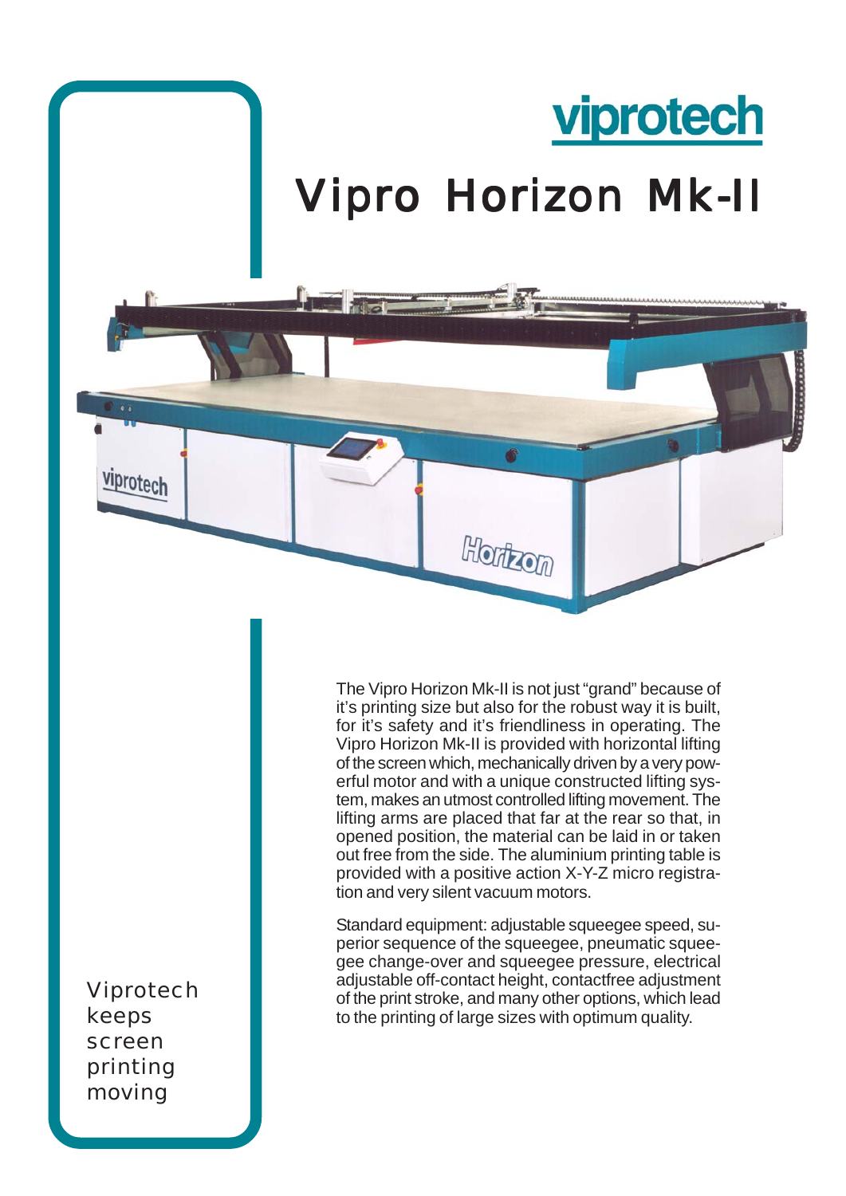viprotech

# Vipro Horizon Mk-II

The Vipro Horizon Mk-II is not just "grand" because of it's printing size but also for the robust way it is built, for it's safety and it's friendliness in operating. The Vipro Horizon Mk-II is provided with horizontal lifting of the screen which, mechanically driven by a very powerful motor and with a unique constructed lifting system, makes an utmost controlled lifting movement. The lifting arms are placed that far at the rear so that, in opened position, the material can be laid in or taken out free from the side. The aluminium printing table is provided with a positive action X-Y-Z micro registration and very silent vacuum motors.

Standard equipment: adjustable squeegee speed, superior sequence of the squeegee, pneumatic squeegee change-over and squeegee pressure, electrical adjustable off-contact height, contactfree adjustment of the print stroke, and many other options, which lead to the printing of large sizes with optimum quality.

Viprotech keeps screen printing moving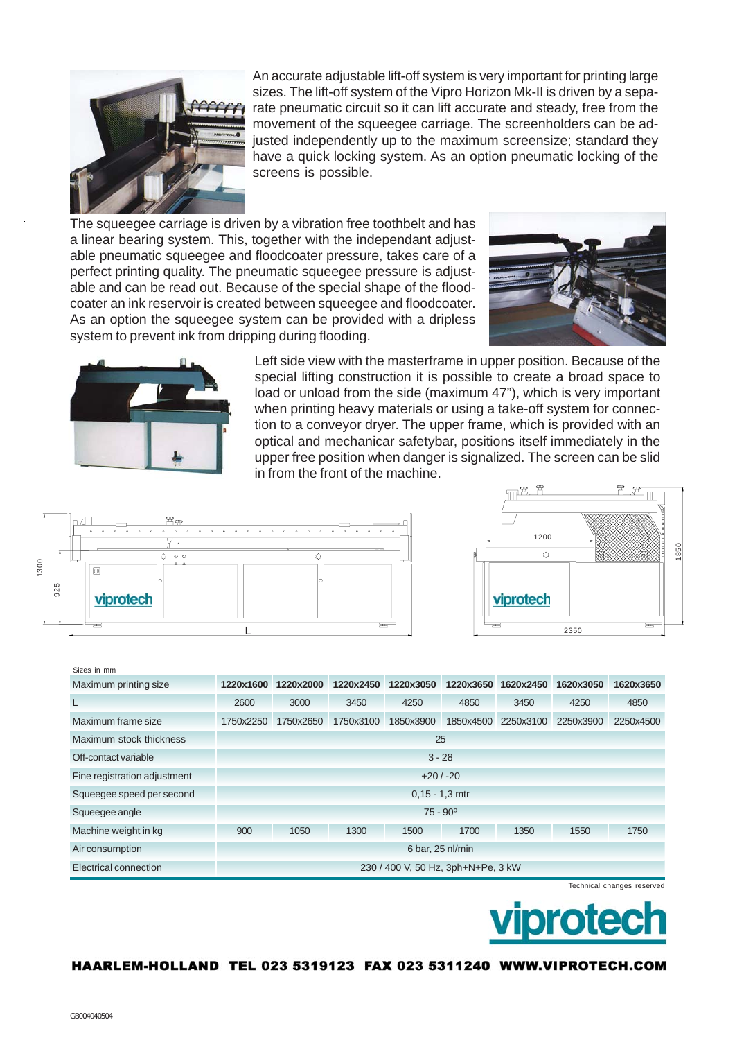An accurate adjustable lift-off system is very important for printing large sizes. The lift-off system of the Vipro Horizon Mk-II is driven by a separate pneumatic circuit so it can lift accurate and steady, free from the movement of the squeegee carriage. The screenholders can be adjusted independently up to the maximum screensize; standard they have a quick locking system. As an option pneumatic locking of the screens is possible.

The squeegee carriage is driven by a vibration free toothbelt and has a linear bearing system. This, together with the independant adjustable pneumatic squeegee and floodcoater pressure, takes care of a perfect printing quality. The pneumatic squeegee pressure is adjustable and can be read out. Because of the special shape of the floodcoater an ink reservoir is created between squeegee and floodcoater. As an option the squeegee system can be provided with a dripless system to prevent ink from dripping during flooding.

Left side view with the masterframe in upper position. Because of the special lifting construction it is possible to create a broad space to load or unload from the side (maximum 47"), which is very important when printing heavy materials or using a take-off system for connection to a conveyor dryer. The upper frame, which is provided with an optical and mechanicar safetybar, positions itself immediately in the upper free position when danger is signalized. The screen can be slid in from the front of the machine.

1300
925
viprotech
L

1200
1850
viprotech
2350

Sizes in mm

| Maximum printing size | 1220x1600 | 1220x2000 | 1220x2450 | 1220x3050 | 1220x3650 | 1620x2450 | 1620x3050 | 1620x3650 |
|---|---|---|---|---|---|---|---|---|
| L | 2600 | 3000 | 3450 | 4250 | 4850 | 3450 | 4250 | 4850 |
| Maximum frame size | 1750x2250 | 1750x2650 | 1750x3100 | 1850x3900 | 1850x4500 | 2250x3100 | 2250x3900 | 2250x4500 |
| Maximum stock thickness | 25 | | | | | | | |
| Off-contact variable | 3 - 28 | | | | | | | |
| Fine registration adjustment | +20 / -20 | | | | | | | |
| Squeegee speed per second | 0,15 - 1,3 mtr | | | | | | | |
| Squeegee angle | 75 - 90º | | | | | | | |
| Machine weight in kg | 900 | 1050 | 1300 | 1500 | 1700 | 1350 | 1550 | 1750 |
| Air consumption | 6 bar, 25 nl/min | | | | | | | |
| Electrical connection | 230 / 400 V, 50 Hz, 3ph+N+Pe, 3 kW | | | | | | | |

Technical changes reserved

viprotech

**HAARLEM-HOLLAND TEL 023 5319123 FAX 023 5311240 WWW.VIPROTECH.COM**

GB004040504